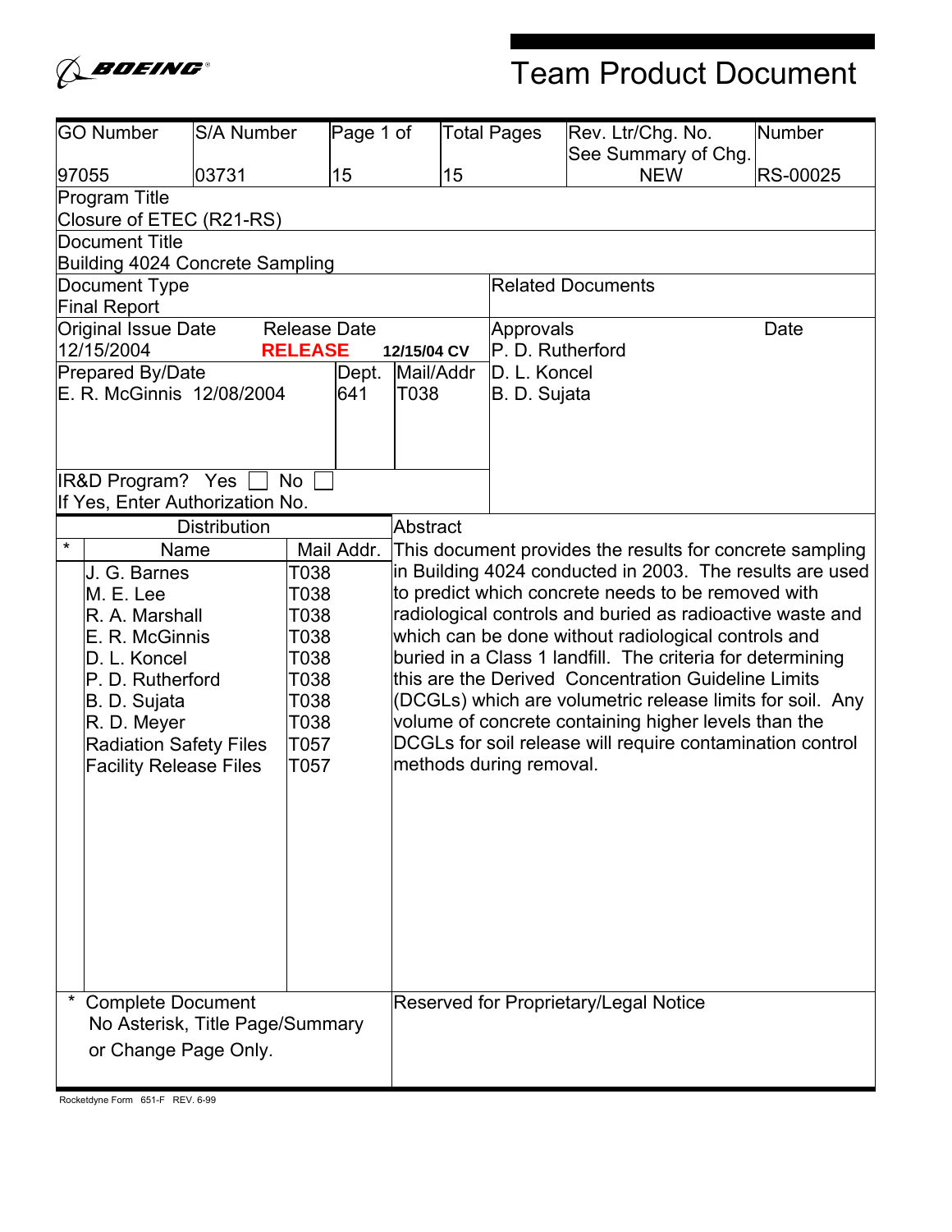BOEING®

# Team Product Document

| GO Number | S/A Number | Page 1 of | Total Pages | Rev. Ltr/Chg. No. See Summary of Chg. | Number |
|---|---|---|---|---|---|
| 97055 | 03731 | 15 | 15 | NEW | RS-00025 |

**Program Title**
Closure of ETEC (R21-RS)

**Document Title**
Building 4024 Concrete Sampling

**Document Type**
Final Report

**Related Documents**

| Original Issue Date | Release Date |
|---|---|
| 12/15/2004 | RELEASE 12/15/04 CV |

| Prepared By/Date | Dept. | Mail/Addr |
|---|---|---|
| E. R. McGinnis 12/08/2004 | 641 | T038 |

| Approvals | Date |
|---|---|
| P. D. Rutherford | |
| D. L. Koncel | |
| B. D. Sujata | |

IR&D Program? Yes ☐ No ☐
If Yes, Enter Authorization No.

**Distribution**

| * | Name | Mail Addr. |
|---|---|---|
| | J. G. Barnes | T038 |
| | M. E. Lee | T038 |
| | R. A. Marshall | T038 |
| | E. R. McGinnis | T038 |
| | D. L. Koncel | T038 |
| | P. D. Rutherford | T038 |
| | B. D. Sujata | T038 |
| | R. D. Meyer | T038 |
| | Radiation Safety Files | T057 |
| | Facility Release Files | T057 |

\* Complete Document
No Asterisk, Title Page/Summary or Change Page Only.

**Abstract**

This document provides the results for concrete sampling in Building 4024 conducted in 2003. The results are used to predict which concrete needs to be removed with radiological controls and buried as radioactive waste and which can be done without radiological controls and buried in a Class 1 landfill. The criteria for determining this are the Derived Concentration Guideline Limits (DCGLs) which are volumetric release limits for soil. Any volume of concrete containing higher levels than the DCGLs for soil release will require contamination control methods during removal.

Reserved for Proprietary/Legal Notice

Rocketdyne Form 651-F REV. 6-99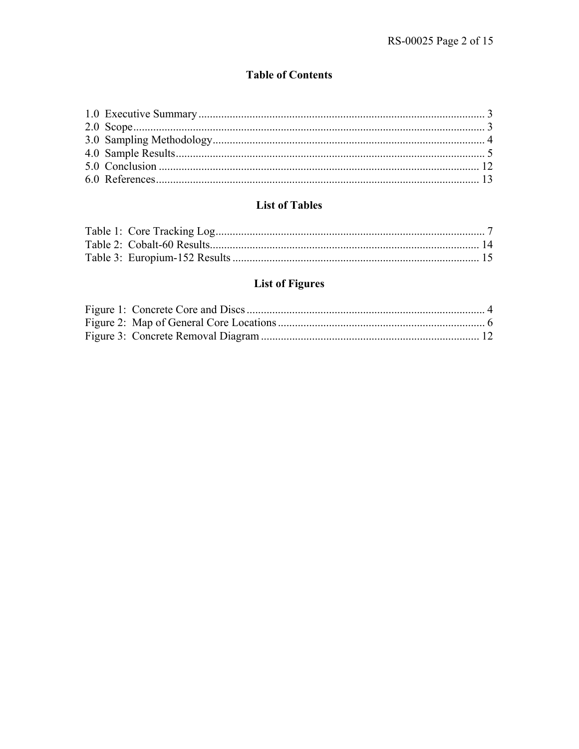## Table of Contents

1.0 Executive Summary .................................................................................................... 3
2.0 Scope .......................................................................................................................... 3
3.0 Sampling Methodology ............................................................................................... 4
4.0 Sample Results ............................................................................................................ 5
5.0 Conclusion ................................................................................................................ 12
6.0 References ................................................................................................................. 13

## List of Tables

Table 1: Core Tracking Log .............................................................................................. 7
Table 2: Cobalt-60 Results ............................................................................................... 14
Table 3: Europium-152 Results ....................................................................................... 15

## List of Figures

Figure 1: Concrete Core and Discs .................................................................................... 4
Figure 2: Map of General Core Locations ......................................................................... 6
Figure 3: Concrete Removal Diagram ............................................................................. 12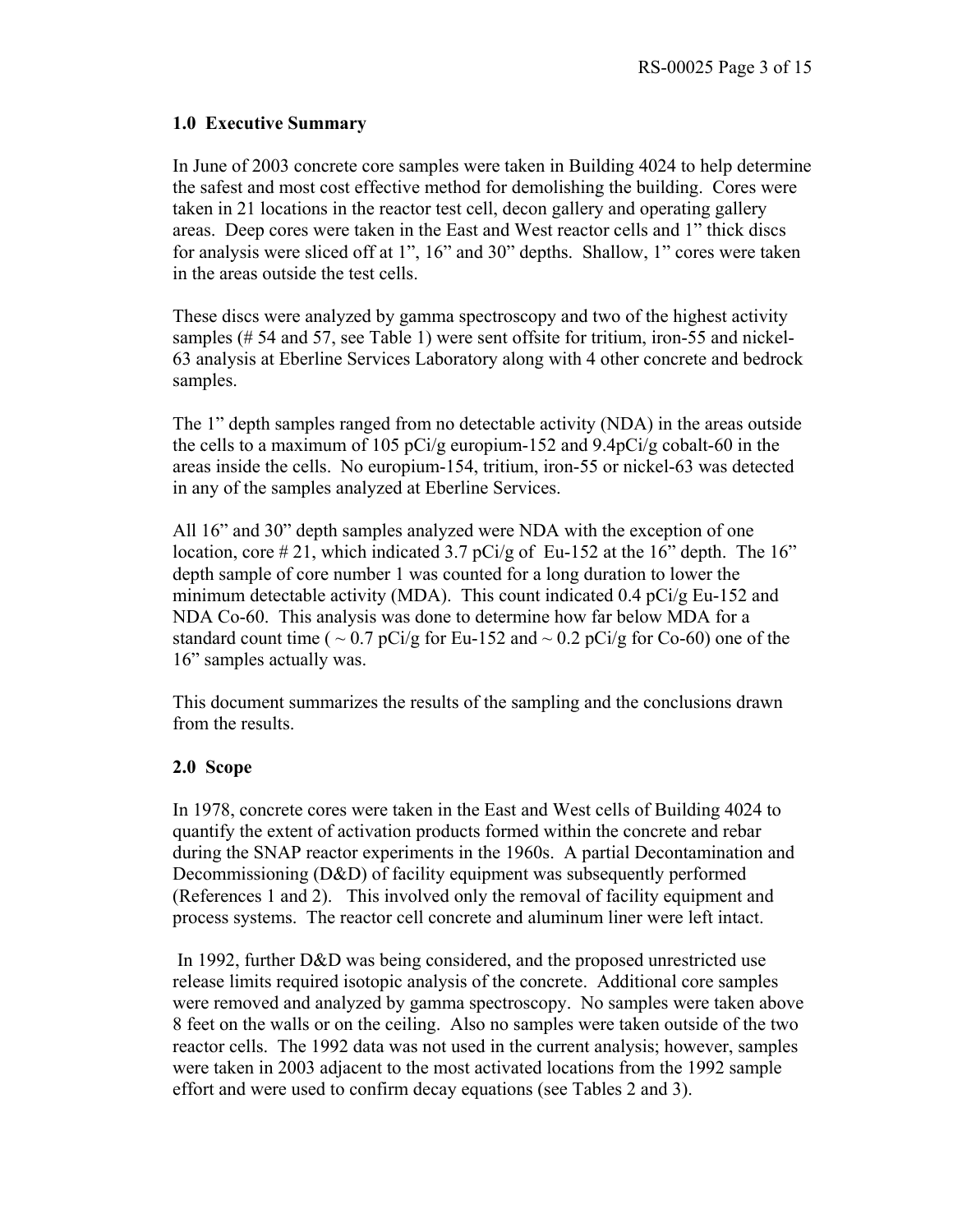## 1.0 Executive Summary

In June of 2003 concrete core samples were taken in Building 4024 to help determine the safest and most cost effective method for demolishing the building. Cores were taken in 21 locations in the reactor test cell, decon gallery and operating gallery areas. Deep cores were taken in the East and West reactor cells and 1" thick discs for analysis were sliced off at 1", 16" and 30" depths. Shallow, 1" cores were taken in the areas outside the test cells.

These discs were analyzed by gamma spectroscopy and two of the highest activity samples (# 54 and 57, see Table 1) were sent offsite for tritium, iron-55 and nickel-63 analysis at Eberline Services Laboratory along with 4 other concrete and bedrock samples.

The 1" depth samples ranged from no detectable activity (NDA) in the areas outside the cells to a maximum of 105 pCi/g europium-152 and 9.4pCi/g cobalt-60 in the areas inside the cells. No europium-154, tritium, iron-55 or nickel-63 was detected in any of the samples analyzed at Eberline Services.

All 16" and 30" depth samples analyzed were NDA with the exception of one location, core # 21, which indicated 3.7 pCi/g of Eu-152 at the 16" depth. The 16" depth sample of core number 1 was counted for a long duration to lower the minimum detectable activity (MDA). This count indicated 0.4 pCi/g Eu-152 and NDA Co-60. This analysis was done to determine how far below MDA for a standard count time ( ~ 0.7 pCi/g for Eu-152 and ~ 0.2 pCi/g for Co-60) one of the 16" samples actually was.

This document summarizes the results of the sampling and the conclusions drawn from the results.

## 2.0 Scope

In 1978, concrete cores were taken in the East and West cells of Building 4024 to quantify the extent of activation products formed within the concrete and rebar during the SNAP reactor experiments in the 1960s. A partial Decontamination and Decommissioning (D&D) of facility equipment was subsequently performed (References 1 and 2). This involved only the removal of facility equipment and process systems. The reactor cell concrete and aluminum liner were left intact.

In 1992, further D&D was being considered, and the proposed unrestricted use release limits required isotopic analysis of the concrete. Additional core samples were removed and analyzed by gamma spectroscopy. No samples were taken above 8 feet on the walls or on the ceiling. Also no samples were taken outside of the two reactor cells. The 1992 data was not used in the current analysis; however, samples were taken in 2003 adjacent to the most activated locations from the 1992 sample effort and were used to confirm decay equations (see Tables 2 and 3).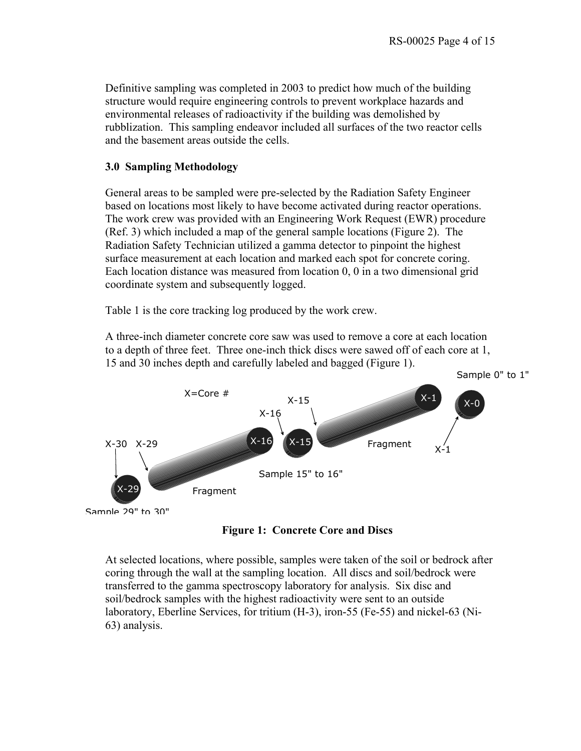Definitive sampling was completed in 2003 to predict how much of the building structure would require engineering controls to prevent workplace hazards and environmental releases of radioactivity if the building was demolished by rubblization. This sampling endeavor included all surfaces of the two reactor cells and the basement areas outside the cells.

## 3.0 Sampling Methodology

General areas to be sampled were pre-selected by the Radiation Safety Engineer based on locations most likely to have become activated during reactor operations. The work crew was provided with an Engineering Work Request (EWR) procedure (Ref. 3) which included a map of the general sample locations (Figure 2). The Radiation Safety Technician utilized a gamma detector to pinpoint the highest surface measurement at each location and marked each spot for concrete coring. Each location distance was measured from location 0, 0 in a two dimensional grid coordinate system and subsequently logged.

Table 1 is the core tracking log produced by the work crew.

A three-inch diameter concrete core saw was used to remove a core at each location to a depth of three feet. Three one-inch thick discs were sawed off of each core at 1, 15 and 30 inches depth and carefully labeled and bagged (Figure 1).

Sample 0" to 1"

X=Core #

X-15 X-1 X-0

X-16

X-30 X-29 X-16 X-15 Fragment X-1

Sample 15" to 16"

X-29 Fragment

Sample 29" to 30"

**Figure 1: Concrete Core and Discs**

At selected locations, where possible, samples were taken of the soil or bedrock after coring through the wall at the sampling location. All discs and soil/bedrock were transferred to the gamma spectroscopy laboratory for analysis. Six disc and soil/bedrock samples with the highest radioactivity were sent to an outside laboratory, Eberline Services, for tritium (H-3), iron-55 (Fe-55) and nickel-63 (Ni-63) analysis.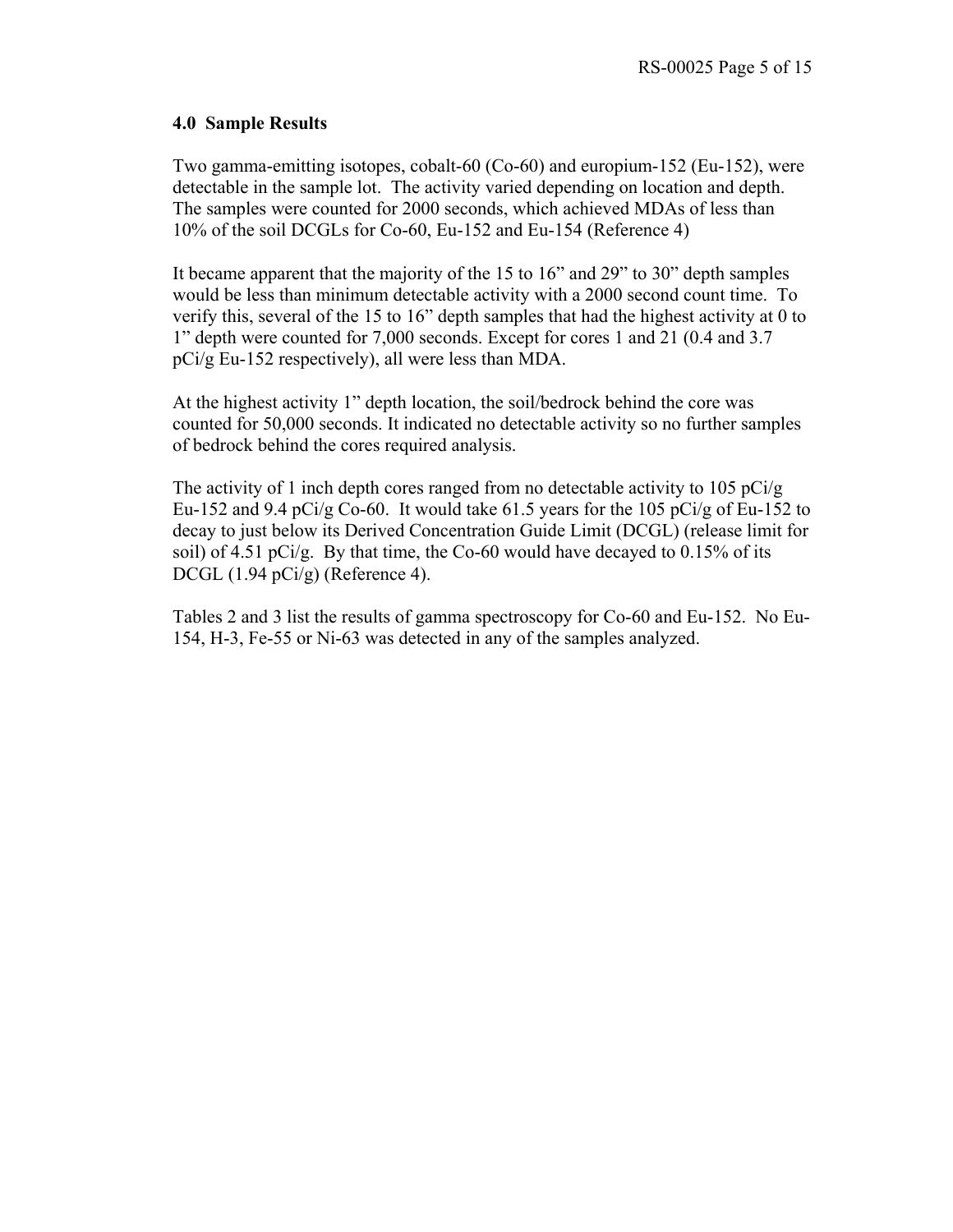## 4.0 Sample Results

Two gamma-emitting isotopes, cobalt-60 (Co-60) and europium-152 (Eu-152), were detectable in the sample lot. The activity varied depending on location and depth. The samples were counted for 2000 seconds, which achieved MDAs of less than 10% of the soil DCGLs for Co-60, Eu-152 and Eu-154 (Reference 4)

It became apparent that the majority of the 15 to 16" and 29" to 30" depth samples would be less than minimum detectable activity with a 2000 second count time. To verify this, several of the 15 to 16" depth samples that had the highest activity at 0 to 1" depth were counted for 7,000 seconds. Except for cores 1 and 21 (0.4 and 3.7 pCi/g Eu-152 respectively), all were less than MDA.

At the highest activity 1" depth location, the soil/bedrock behind the core was counted for 50,000 seconds. It indicated no detectable activity so no further samples of bedrock behind the cores required analysis.

The activity of 1 inch depth cores ranged from no detectable activity to 105 pCi/g Eu-152 and 9.4 pCi/g Co-60. It would take 61.5 years for the 105 pCi/g of Eu-152 to decay to just below its Derived Concentration Guide Limit (DCGL) (release limit for soil) of 4.51 pCi/g. By that time, the Co-60 would have decayed to 0.15% of its DCGL (1.94 pCi/g) (Reference 4).

Tables 2 and 3 list the results of gamma spectroscopy for Co-60 and Eu-152. No Eu-154, H-3, Fe-55 or Ni-63 was detected in any of the samples analyzed.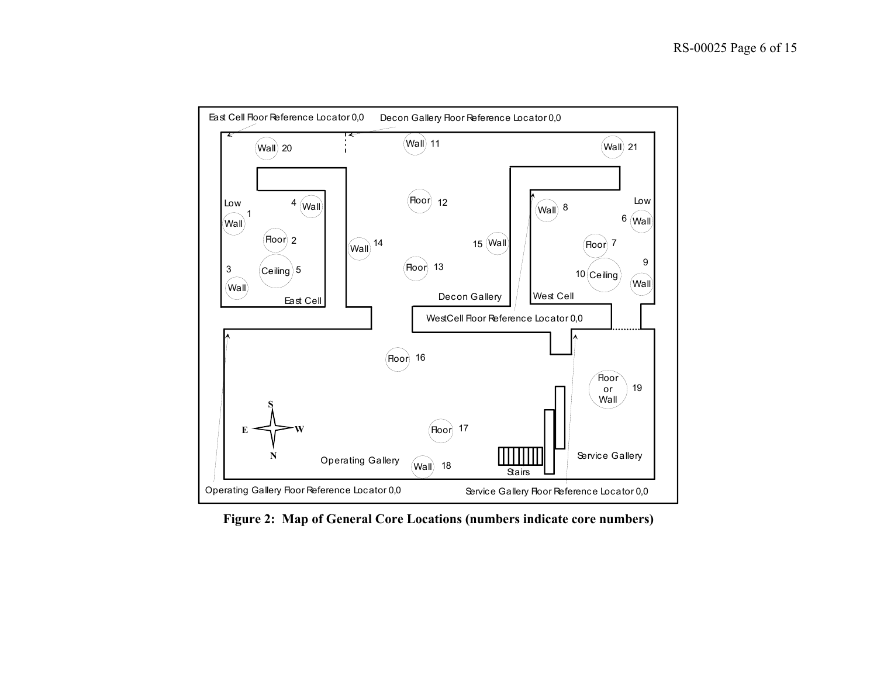Figure 2: Map of General Core Locations (numbers indicate core numbers)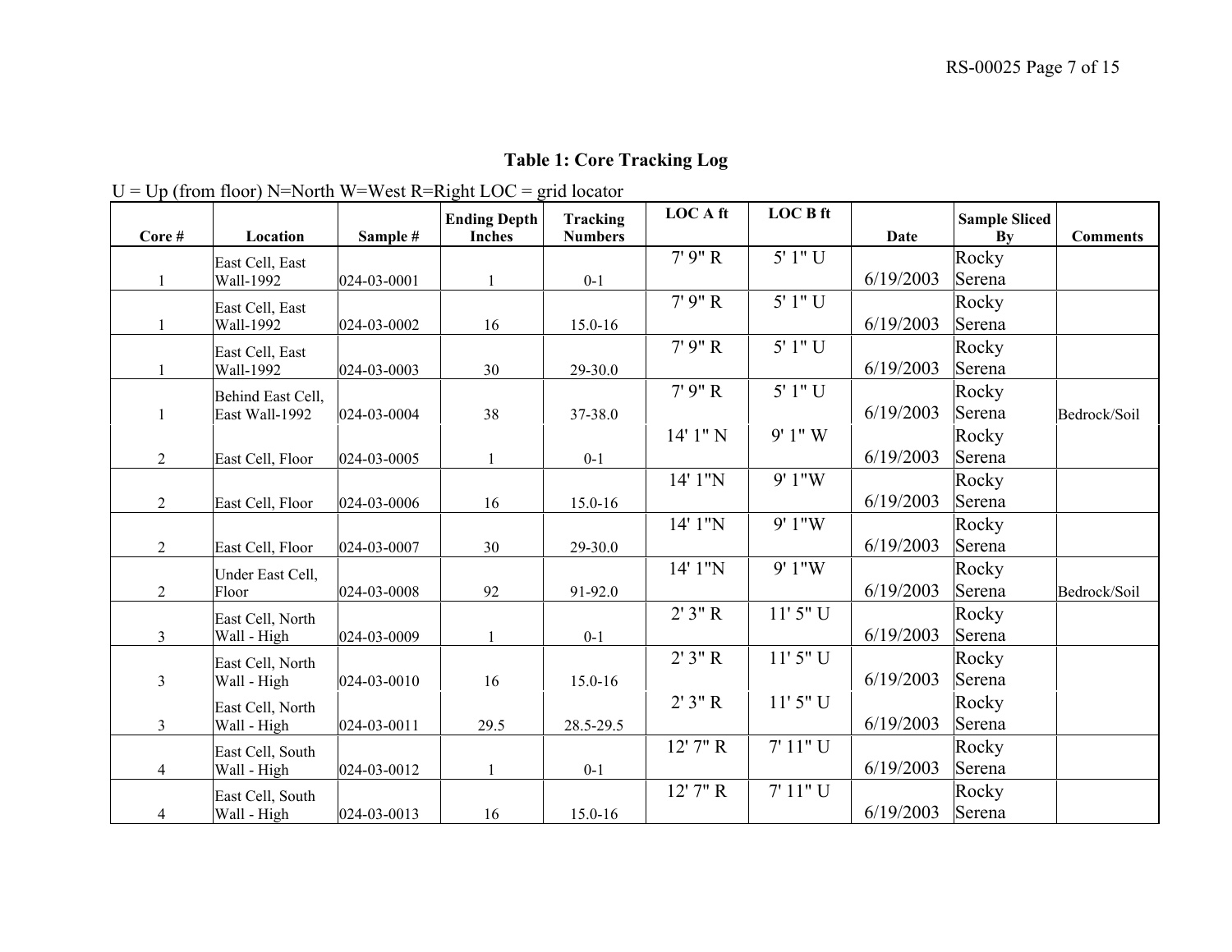**Table 1: Core Tracking Log**

U = Up (from floor) N=North W=West R=Right LOC = grid locator

| Core # | Location | Sample # | Ending Depth Inches | Tracking Numbers | LOC A ft | LOC B ft | Date | Sample Sliced By | Comments |
|---|---|---|---|---|---|---|---|---|---|
| 1 | East Cell, East Wall-1992 | 024-03-0001 | 1 | 0-1 | 7' 9" R | 5' 1" U | 6/19/2003 | Rocky Serena | |
| 1 | East Cell, East Wall-1992 | 024-03-0002 | 16 | 15.0-16 | 7' 9" R | 5' 1" U | 6/19/2003 | Rocky Serena | |
| 1 | East Cell, East Wall-1992 | 024-03-0003 | 30 | 29-30.0 | 7' 9" R | 5' 1" U | 6/19/2003 | Rocky Serena | |
| 1 | Behind East Cell, East Wall-1992 | 024-03-0004 | 38 | 37-38.0 | 7' 9" R | 5' 1" U | 6/19/2003 | Rocky Serena | Bedrock/Soil |
| 2 | East Cell, Floor | 024-03-0005 | 1 | 0-1 | 14' 1" N | 9' 1" W | 6/19/2003 | Rocky Serena | |
| 2 | East Cell, Floor | 024-03-0006 | 16 | 15.0-16 | 14' 1"N | 9' 1"W | 6/19/2003 | Rocky Serena | |
| 2 | East Cell, Floor | 024-03-0007 | 30 | 29-30.0 | 14' 1"N | 9' 1"W | 6/19/2003 | Rocky Serena | |
| 2 | Under East Cell, Floor | 024-03-0008 | 92 | 91-92.0 | 14' 1"N | 9' 1"W | 6/19/2003 | Rocky Serena | Bedrock/Soil |
| 3 | East Cell, North Wall - High | 024-03-0009 | 1 | 0-1 | 2' 3" R | 11' 5" U | 6/19/2003 | Rocky Serena | |
| 3 | East Cell, North Wall - High | 024-03-0010 | 16 | 15.0-16 | 2' 3" R | 11' 5" U | 6/19/2003 | Rocky Serena | |
| 3 | East Cell, North Wall - High | 024-03-0011 | 29.5 | 28.5-29.5 | 2' 3" R | 11' 5" U | 6/19/2003 | Rocky Serena | |
| 4 | East Cell, South Wall - High | 024-03-0012 | 1 | 0-1 | 12' 7" R | 7' 11" U | 6/19/2003 | Rocky Serena | |
| 4 | East Cell, South Wall - High | 024-03-0013 | 16 | 15.0-16 | 12' 7" R | 7' 11" U | 6/19/2003 | Rocky Serena | |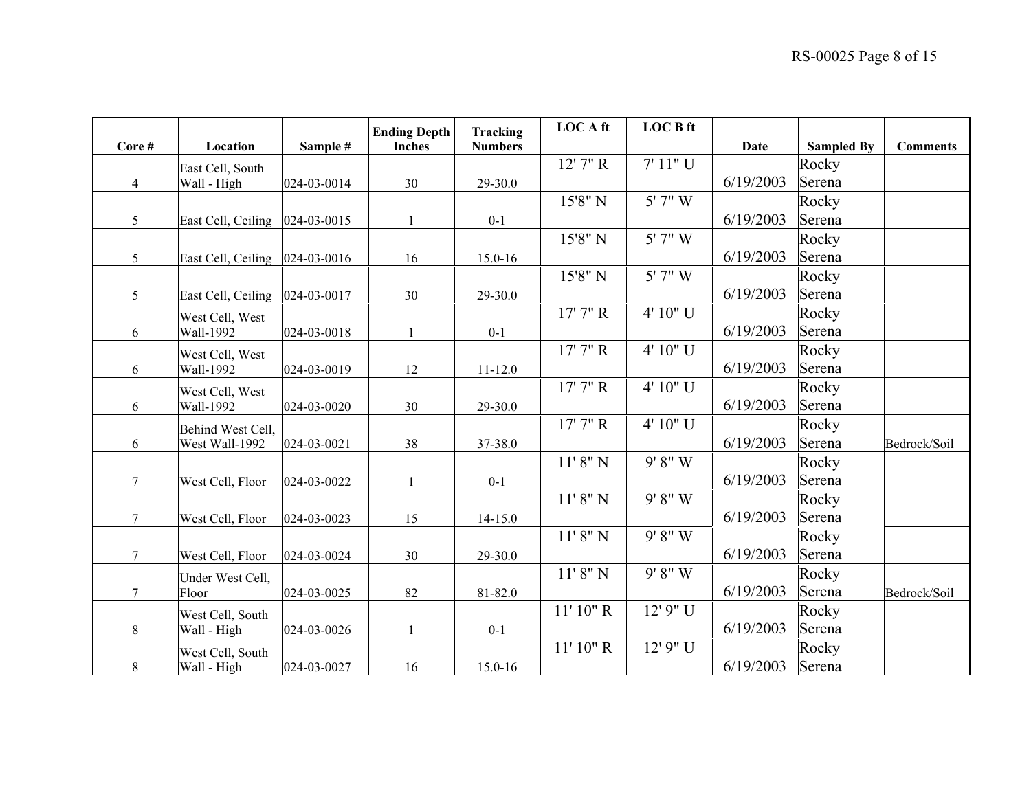| Core # | Location | Sample # | Ending Depth Inches | Tracking Numbers | LOC A ft | LOC B ft | Date | Sampled By | Comments |
|---|---|---|---|---|---|---|---|---|---|
| 4 | East Cell, South Wall - High | 024-03-0014 | 30 | 29-30.0 | 12' 7" R | 7' 11" U | 6/19/2003 | Rocky Serena | |
| 5 | East Cell, Ceiling | 024-03-0015 | 1 | 0-1 | 15'8" N | 5' 7" W | 6/19/2003 | Rocky Serena | |
| 5 | East Cell, Ceiling | 024-03-0016 | 16 | 15.0-16 | 15'8" N | 5' 7" W | 6/19/2003 | Rocky Serena | |
| 5 | East Cell, Ceiling | 024-03-0017 | 30 | 29-30.0 | 15'8" N | 5' 7" W | 6/19/2003 | Rocky Serena | |
| 6 | West Cell, West Wall-1992 | 024-03-0018 | 1 | 0-1 | 17' 7" R | 4' 10" U | 6/19/2003 | Rocky Serena | |
| 6 | West Cell, West Wall-1992 | 024-03-0019 | 12 | 11-12.0 | 17' 7" R | 4' 10" U | 6/19/2003 | Rocky Serena | |
| 6 | West Cell, West Wall-1992 | 024-03-0020 | 30 | 29-30.0 | 17' 7" R | 4' 10" U | 6/19/2003 | Rocky Serena | |
| 6 | Behind West Cell, West Wall-1992 | 024-03-0021 | 38 | 37-38.0 | 17' 7" R | 4' 10" U | 6/19/2003 | Rocky Serena | Bedrock/Soil |
| 7 | West Cell, Floor | 024-03-0022 | 1 | 0-1 | 11' 8" N | 9' 8" W | 6/19/2003 | Rocky Serena | |
| 7 | West Cell, Floor | 024-03-0023 | 15 | 14-15.0 | 11' 8" N | 9' 8" W | 6/19/2003 | Rocky Serena | |
| 7 | West Cell, Floor | 024-03-0024 | 30 | 29-30.0 | 11' 8" N | 9' 8" W | 6/19/2003 | Rocky Serena | |
| 7 | Under West Cell, Floor | 024-03-0025 | 82 | 81-82.0 | 11' 8" N | 9' 8" W | 6/19/2003 | Rocky Serena | Bedrock/Soil |
| 8 | West Cell, South Wall - High | 024-03-0026 | 1 | 0-1 | 11' 10" R | 12' 9" U | 6/19/2003 | Rocky Serena | |
| 8 | West Cell, South Wall - High | 024-03-0027 | 16 | 15.0-16 | 11' 10" R | 12' 9" U | 6/19/2003 | Rocky Serena | |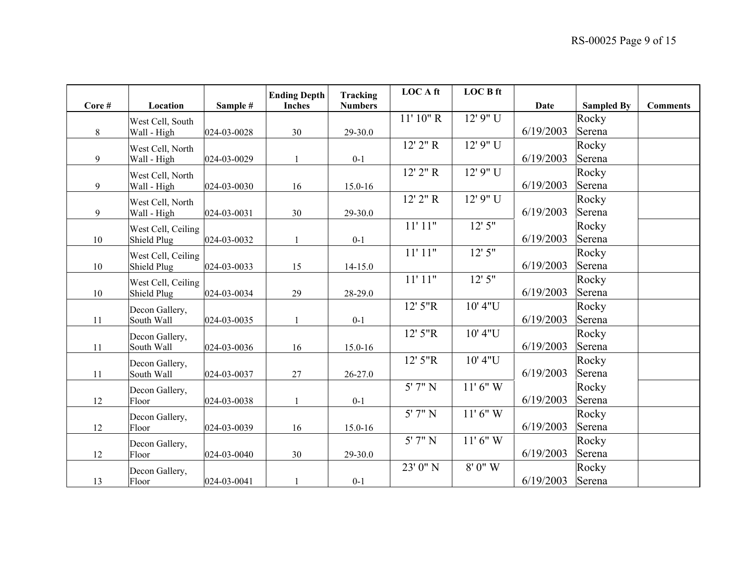| Core # | Location | Sample # | Ending Depth Inches | Tracking Numbers | LOC A ft | LOC B ft | Date | Sampled By | Comments |
|---|---|---|---|---|---|---|---|---|---|
| 8 | West Cell, South Wall - High | 024-03-0028 | 30 | 29-30.0 | 11' 10" R | 12' 9" U | 6/19/2003 | Rocky Serena | |
| 9 | West Cell, North Wall - High | 024-03-0029 | 1 | 0-1 | 12' 2" R | 12' 9" U | 6/19/2003 | Rocky Serena | |
| 9 | West Cell, North Wall - High | 024-03-0030 | 16 | 15.0-16 | 12' 2" R | 12' 9" U | 6/19/2003 | Rocky Serena | |
| 9 | West Cell, North Wall - High | 024-03-0031 | 30 | 29-30.0 | 12' 2" R | 12' 9" U | 6/19/2003 | Rocky Serena | |
| 10 | West Cell, Ceiling Shield Plug | 024-03-0032 | 1 | 0-1 | 11' 11" | 12' 5" | 6/19/2003 | Rocky Serena | |
| 10 | West Cell, Ceiling Shield Plug | 024-03-0033 | 15 | 14-15.0 | 11' 11" | 12' 5" | 6/19/2003 | Rocky Serena | |
| 10 | West Cell, Ceiling Shield Plug | 024-03-0034 | 29 | 28-29.0 | 11' 11" | 12' 5" | 6/19/2003 | Rocky Serena | |
| 11 | Decon Gallery, South Wall | 024-03-0035 | 1 | 0-1 | 12' 5"R | 10' 4"U | 6/19/2003 | Rocky Serena | |
| 11 | Decon Gallery, South Wall | 024-03-0036 | 16 | 15.0-16 | 12' 5"R | 10' 4"U | 6/19/2003 | Rocky Serena | |
| 11 | Decon Gallery, South Wall | 024-03-0037 | 27 | 26-27.0 | 12' 5"R | 10' 4"U | 6/19/2003 | Rocky Serena | |
| 12 | Decon Gallery, Floor | 024-03-0038 | 1 | 0-1 | 5' 7" N | 11' 6" W | 6/19/2003 | Rocky Serena | |
| 12 | Decon Gallery, Floor | 024-03-0039 | 16 | 15.0-16 | 5' 7" N | 11' 6" W | 6/19/2003 | Rocky Serena | |
| 12 | Decon Gallery, Floor | 024-03-0040 | 30 | 29-30.0 | 5' 7" N | 11' 6" W | 6/19/2003 | Rocky Serena | |
| 13 | Decon Gallery, Floor | 024-03-0041 | 1 | 0-1 | 23' 0" N | 8' 0" W | 6/19/2003 | Rocky Serena | |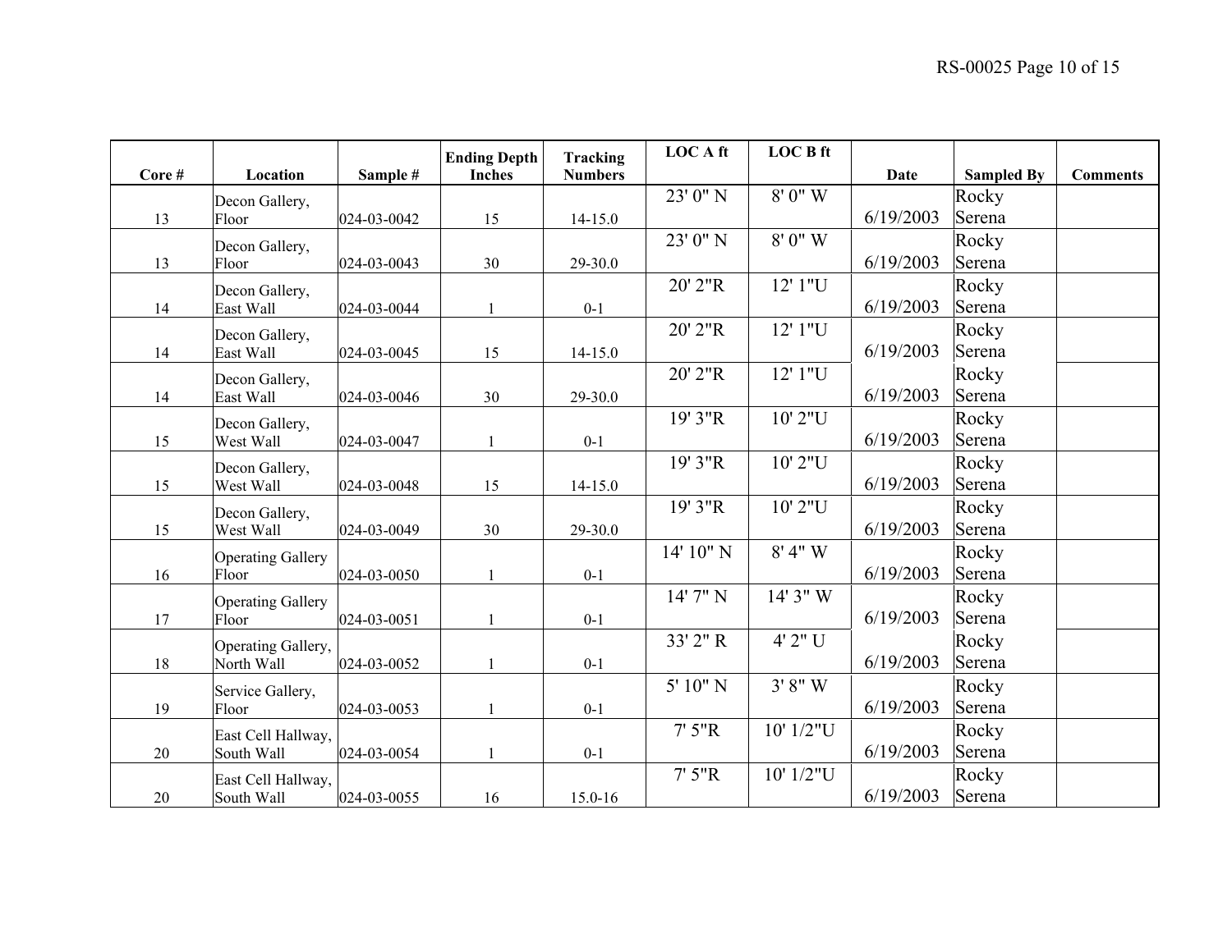| Core # | Location | Sample # | Ending Depth Inches | Tracking Numbers | LOC A ft | LOC B ft | Date | Sampled By | Comments |
|---|---|---|---|---|---|---|---|---|---|
| 13 | Decon Gallery, Floor | 024-03-0042 | 15 | 14-15.0 | 23' 0" N | 8' 0" W | 6/19/2003 | Rocky Serena | |
| 13 | Decon Gallery, Floor | 024-03-0043 | 30 | 29-30.0 | 23' 0" N | 8' 0" W | 6/19/2003 | Rocky Serena | |
| 14 | Decon Gallery, East Wall | 024-03-0044 | 1 | 0-1 | 20' 2"R | 12' 1"U | 6/19/2003 | Rocky Serena | |
| 14 | Decon Gallery, East Wall | 024-03-0045 | 15 | 14-15.0 | 20' 2"R | 12' 1"U | 6/19/2003 | Rocky Serena | |
| 14 | Decon Gallery, East Wall | 024-03-0046 | 30 | 29-30.0 | 20' 2"R | 12' 1"U | 6/19/2003 | Rocky Serena | |
| 15 | Decon Gallery, West Wall | 024-03-0047 | 1 | 0-1 | 19' 3"R | 10' 2"U | 6/19/2003 | Rocky Serena | |
| 15 | Decon Gallery, West Wall | 024-03-0048 | 15 | 14-15.0 | 19' 3"R | 10' 2"U | 6/19/2003 | Rocky Serena | |
| 15 | Decon Gallery, West Wall | 024-03-0049 | 30 | 29-30.0 | 19' 3"R | 10' 2"U | 6/19/2003 | Rocky Serena | |
| 16 | Operating Gallery Floor | 024-03-0050 | 1 | 0-1 | 14' 10" N | 8' 4" W | 6/19/2003 | Rocky Serena | |
| 17 | Operating Gallery Floor | 024-03-0051 | 1 | 0-1 | 14' 7" N | 14' 3" W | 6/19/2003 | Rocky Serena | |
| 18 | Operating Gallery, North Wall | 024-03-0052 | 1 | 0-1 | 33' 2" R | 4' 2" U | 6/19/2003 | Rocky Serena | |
| 19 | Service Gallery, Floor | 024-03-0053 | 1 | 0-1 | 5' 10" N | 3' 8" W | 6/19/2003 | Rocky Serena | |
| 20 | East Cell Hallway, South Wall | 024-03-0054 | 1 | 0-1 | 7' 5"R | 10' 1/2"U | 6/19/2003 | Rocky Serena | |
| 20 | East Cell Hallway, South Wall | 024-03-0055 | 16 | 15.0-16 | 7' 5"R | 10' 1/2"U | 6/19/2003 | Rocky Serena | |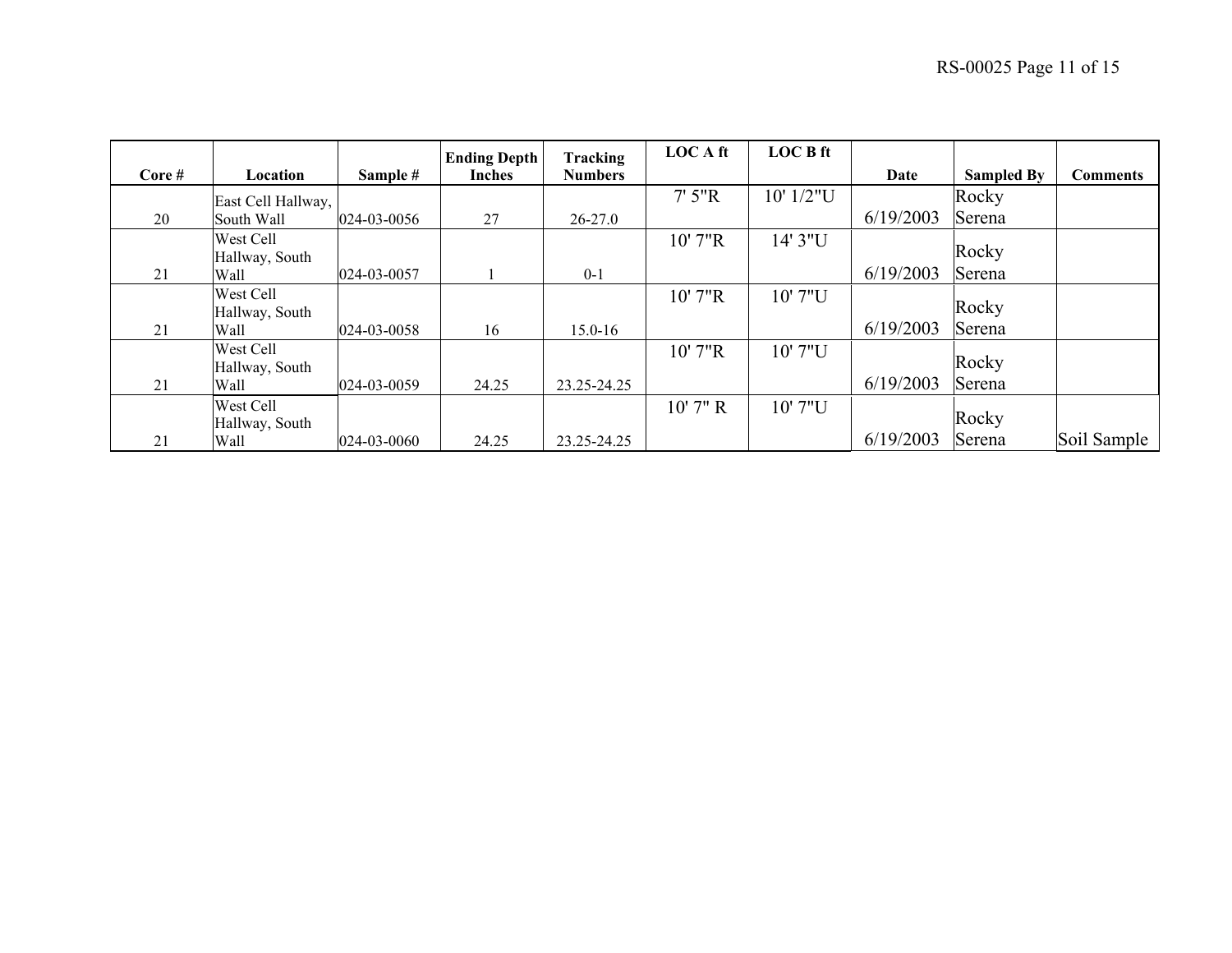| Core # | Location | Sample # | Ending Depth Inches | Tracking Numbers | LOC A ft | LOC B ft | Date | Sampled By | Comments |
|---|---|---|---|---|---|---|---|---|---|
| 20 | East Cell Hallway, South Wall | 024-03-0056 | 27 | 26-27.0 | 7' 5"R | 10' 1/2"U | 6/19/2003 | Rocky Serena | |
| 21 | West Cell Hallway, South Wall | 024-03-0057 | 1 | 0-1 | 10' 7"R | 14' 3"U | 6/19/2003 | Rocky Serena | |
| 21 | West Cell Hallway, South Wall | 024-03-0058 | 16 | 15.0-16 | 10' 7"R | 10' 7"U | 6/19/2003 | Rocky Serena | |
| 21 | West Cell Hallway, South Wall | 024-03-0059 | 24.25 | 23.25-24.25 | 10' 7"R | 10' 7"U | 6/19/2003 | Rocky Serena | |
| 21 | West Cell Hallway, South Wall | 024-03-0060 | 24.25 | 23.25-24.25 | 10' 7" R | 10' 7"U | 6/19/2003 | Rocky Serena | Soil Sample |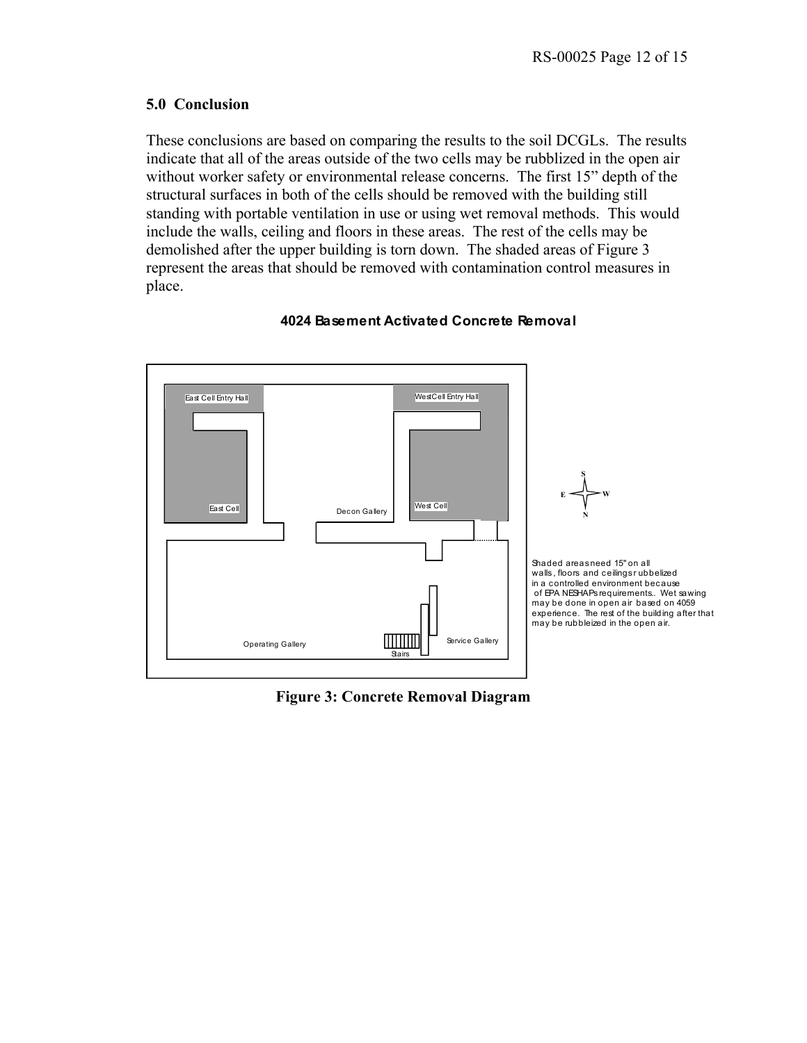## 5.0 Conclusion

These conclusions are based on comparing the results to the soil DCGLs. The results indicate that all of the areas outside of the two cells may be rubblized in the open air without worker safety or environmental release concerns. The first 15" depth of the structural surfaces in both of the cells should be removed with the building still standing with portable ventilation in use or using wet removal methods. This would include the walls, ceiling and floors in these areas. The rest of the cells may be demolished after the upper building is torn down. The shaded areas of Figure 3 represent the areas that should be removed with contamination control measures in place.

**4024 Basement Activated Concrete Removal**

East Cell Entry Hall

WestCell Entry Hall

East Cell

Decon Gallery

West Cell

Operating Gallery

Stairs

Service Gallery

Shaded areas need 15" on all walls, floors and ceilings rubbelized in a controlled environment because of EPA NESHAPs requirements.. Wet sawing may be done in open air based on 4059 experience. The rest of the building after that may be rubbleized in the open air.

**Figure 3: Concrete Removal Diagram**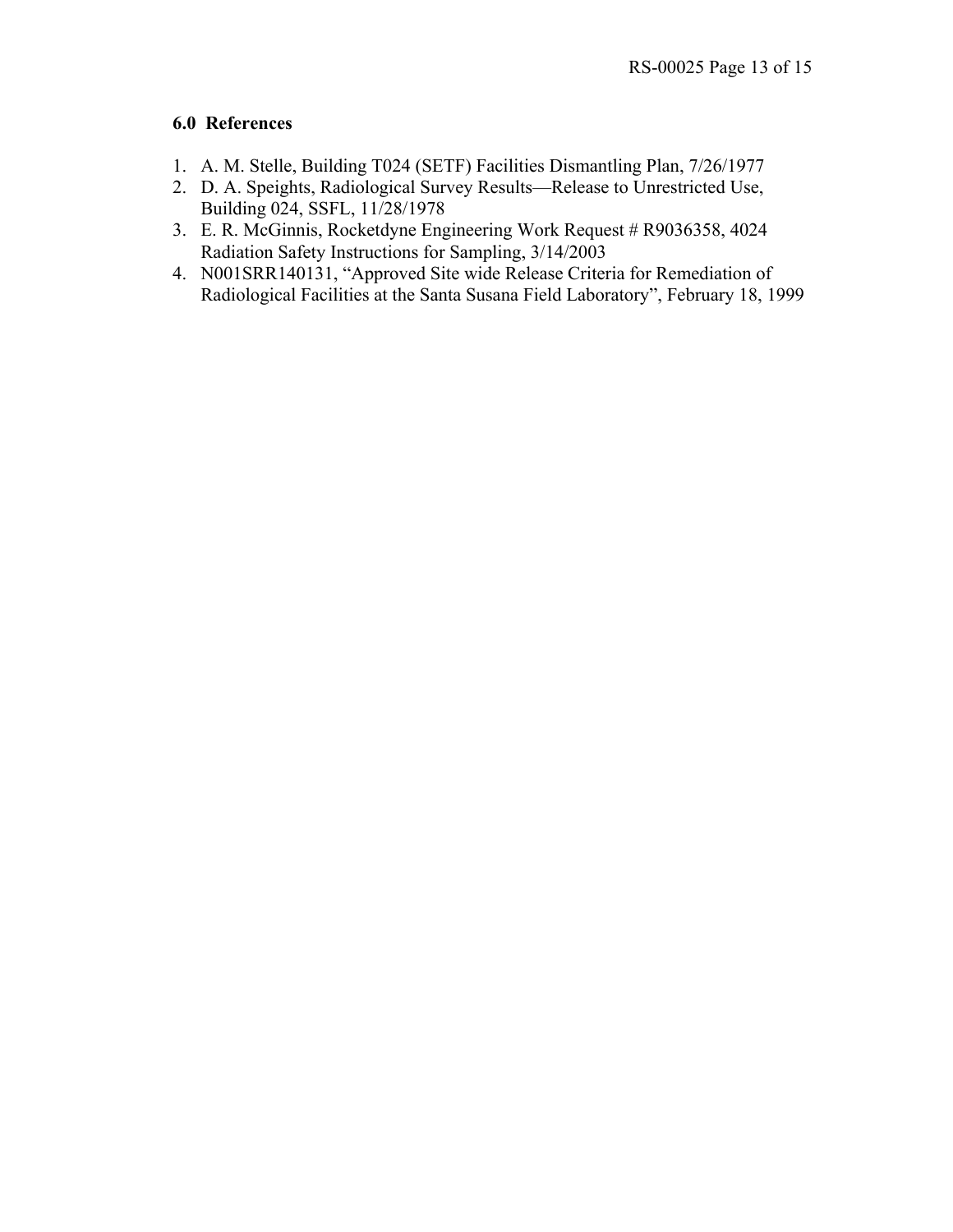## 6.0 References

1. A. M. Stelle, Building T024 (SETF) Facilities Dismantling Plan, 7/26/1977
2. D. A. Speights, Radiological Survey Results—Release to Unrestricted Use, Building 024, SSFL, 11/28/1978
3. E. R. McGinnis, Rocketdyne Engineering Work Request # R9036358, 4024 Radiation Safety Instructions for Sampling, 3/14/2003
4. N001SRR140131, "Approved Site wide Release Criteria for Remediation of Radiological Facilities at the Santa Susana Field Laboratory", February 18, 1999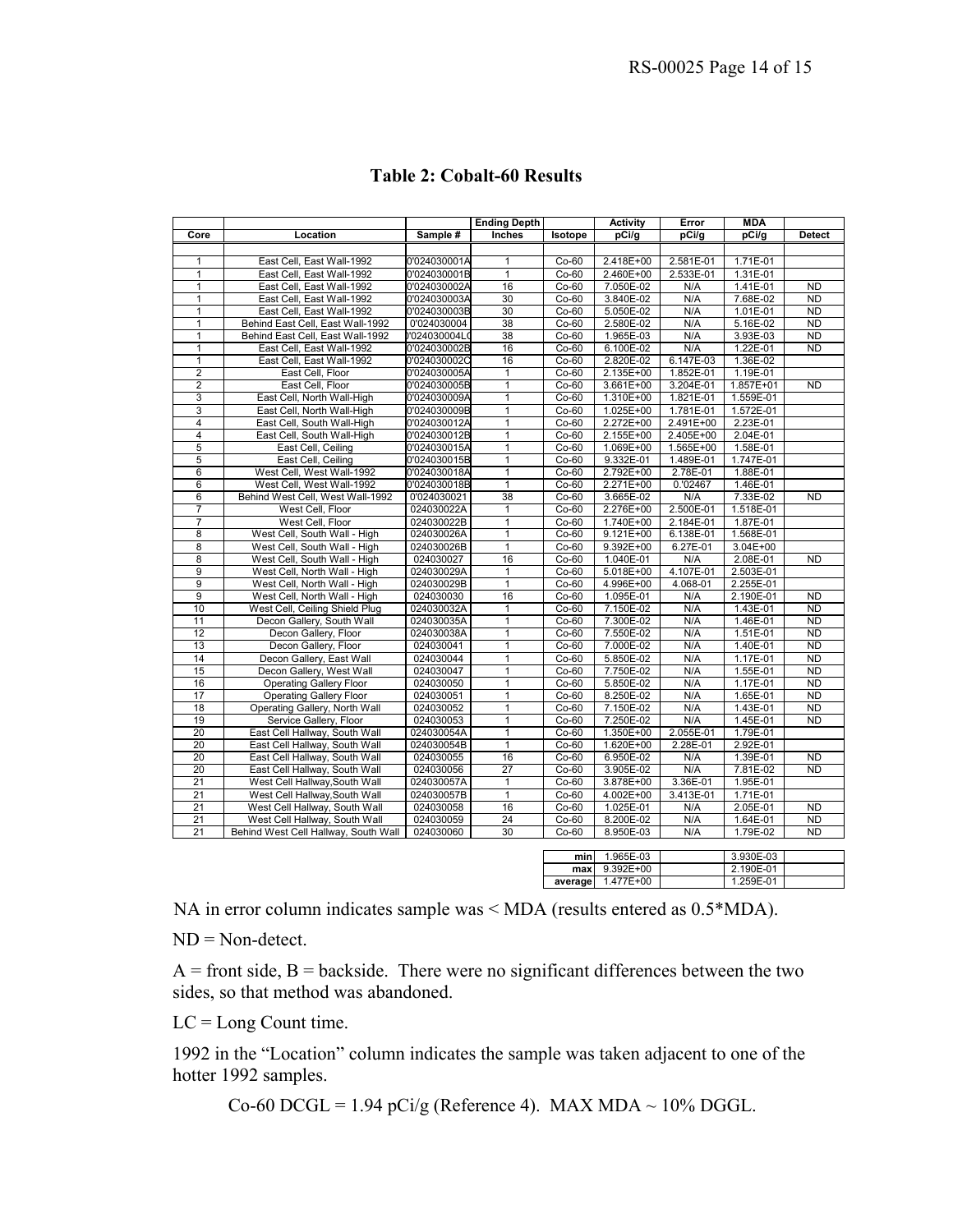**Table 2: Cobalt-60 Results**

| Core | Location | Sample # | Ending Depth Inches | Isotope | Activity pCi/g | Error pCi/g | MDA pCi/g | Detect |
|---|---|---|---|---|---|---|---|---|
| 1 | East Cell, East Wall-1992 | 0'024030001A | 1 | Co-60 | 2.418E+00 | 2.581E-01 | 1.71E-01 | |
| 1 | East Cell, East Wall-1992 | 0'024030001B | 1 | Co-60 | 2.460E+00 | 2.533E-01 | 1.31E-01 | |
| 1 | East Cell, East Wall-1992 | 0'024030002A | 16 | Co-60 | 7.050E-02 | N/A | 1.41E-01 | ND |
| 1 | East Cell, East Wall-1992 | 0'024030003A | 30 | Co-60 | 3.840E-02 | N/A | 7.68E-02 | ND |
| 1 | East Cell, East Wall-1992 | 0'024030003B | 30 | Co-60 | 5.050E-02 | N/A | 1.01E-01 | ND |
| 1 | Behind East Cell, East Wall-1992 | 0'024030004 | 38 | Co-60 | 2.580E-02 | N/A | 5.16E-02 | ND |
| 1 | Behind East Cell, East Wall-1992 | )'024030004L( | 38 | Co-60 | 1.965E-03 | N/A | 3.93E-03 | ND |
| 1 | East Cell, East Wall-1992 | 0'024030002B | 16 | Co-60 | 6.100E-02 | N/A | 1.22E-01 | ND |
| 1 | East Cell, East Wall-1992 | 0'024030002C | 16 | Co-60 | 2.820E-02 | 6.147E-03 | 1.36E-02 | |
| 2 | East Cell, Floor | 0'024030005A | 1 | Co-60 | 2.135E+00 | 1.852E-01 | 1.19E-01 | |
| 2 | East Cell, Floor | 0'024030005B | 1 | Co-60 | 3.661E+00 | 3.204E-01 | 1.857E+01 | ND |
| 3 | East Cell, North Wall-High | 0'024030009A | 1 | Co-60 | 1.310E+00 | 1.821E-01 | 1.559E-01 | |
| 3 | East Cell, North Wall-High | 0'024030009B | 1 | Co-60 | 1.025E+00 | 1.781E-01 | 1.572E-01 | |
| 4 | East Cell, South Wall-High | 0'024030012A | 1 | Co-60 | 2.272E+00 | 2.491E+00 | 2.23E-01 | |
| 4 | East Cell, South Wall-High | 0'024030012B | 1 | Co-60 | 2.155E+00 | 2.405E+00 | 2.04E-01 | |
| 5 | East Cell, Ceiling | 0'024030015A | 1 | Co-60 | 1.069E+00 | 1.565E+00 | 1.58E-01 | |
| 5 | East Cell, Ceiling | 0'024030015B | 1 | Co-60 | 9.332E-01 | 1.489E-01 | 1.747E-01 | |
| 6 | West Cell, West Wall-1992 | 0'024030018A | 1 | Co-60 | 2.792E+00 | 2.78E-01 | 1.88E-01 | |
| 6 | West Cell, West Wall-1992 | 0'024030018B | 1 | Co-60 | 2.271E+00 | 0.'02467 | 1.46E-01 | |
| 6 | Behind West Cell, West Wall-1992 | 0'024030021 | 38 | Co-60 | 3.665E-02 | N/A | 7.33E-02 | ND |
| 7 | West Cell, Floor | 024030022A | 1 | Co-60 | 2.276E+00 | 2.500E-01 | 1.518E-01 | |
| 7 | West Cell, Floor | 024030022B | 1 | Co-60 | 1.740E+00 | 2.184E-01 | 1.87E-01 | |
| 8 | West Cell, South Wall - High | 024030026A | 1 | Co-60 | 9.121E+00 | 6.138E-01 | 1.568E-01 | |
| 8 | West Cell, South Wall - High | 024030026B | 1 | Co-60 | 9.392E+00 | 6.27E-01 | 3.04E+00 | |
| 8 | West Cell, South Wall - High | 024030027 | 16 | Co-60 | 1.040E-01 | N/A | 2.08E-01 | ND |
| 9 | West Cell, North Wall - High | 024030029A | 1 | Co-60 | 5.018E+00 | 4.107E-01 | 2.503E-01 | |
| 9 | West Cell, North Wall - High | 024030029B | 1 | Co-60 | 4.996E+00 | 4.068-01 | 2.255E-01 | |
| 9 | West Cell, North Wall - High | 024030030 | 16 | Co-60 | 1.095E-01 | N/A | 2.190E-01 | ND |
| 10 | West Cell, Ceiling Shield Plug | 024030032A | 1 | Co-60 | 7.150E-02 | N/A | 1.43E-01 | ND |
| 11 | Decon Gallery, South Wall | 024030035A | 1 | Co-60 | 7.300E-02 | N/A | 1.46E-01 | ND |
| 12 | Decon Gallery, Floor | 024030038A | 1 | Co-60 | 7.550E-02 | N/A | 1.51E-01 | ND |
| 13 | Decon Gallery, Floor | 024030041 | 1 | Co-60 | 7.000E-02 | N/A | 1.40E-01 | ND |
| 14 | Decon Gallery, East Wall | 024030044 | 1 | Co-60 | 5.850E-02 | N/A | 1.17E-01 | ND |
| 15 | Decon Gallery, West Wall | 024030047 | 1 | Co-60 | 7.750E-02 | N/A | 1.55E-01 | ND |
| 16 | Operating Gallery Floor | 024030050 | 1 | Co-60 | 5.850E-02 | N/A | 1.17E-01 | ND |
| 17 | Operating Gallery Floor | 024030051 | 1 | Co-60 | 8.250E-02 | N/A | 1.65E-01 | ND |
| 18 | Operating Gallery, North Wall | 024030052 | 1 | Co-60 | 7.150E-02 | N/A | 1.43E-01 | ND |
| 19 | Service Gallery, Floor | 024030053 | 1 | Co-60 | 7.250E-02 | N/A | 1.45E-01 | ND |
| 20 | East Cell Hallway, South Wall | 024030054A | 1 | Co-60 | 1.350E+00 | 2.055E-01 | 1.79E-01 | |
| 20 | East Cell Hallway, South Wall | 024030054B | 1 | Co-60 | 1.620E+00 | 2.28E-01 | 2.92E-01 | |
| 20 | East Cell Hallway, South Wall | 024030055 | 16 | Co-60 | 6.950E-02 | N/A | 1.39E-01 | ND |
| 20 | East Cell Hallway, South Wall | 024030056 | 27 | Co-60 | 3.905E-02 | N/A | 7.81E-02 | ND |
| 21 | West Cell Hallway,South Wall | 024030057A | 1 | Co-60 | 3.878E+00 | 3.36E-01 | 1.95E-01 | |
| 21 | West Cell Hallway,South Wall | 024030057B | 1 | Co-60 | 4.002E+00 | 3.413E-01 | 1.71E-01 | |
| 21 | West Cell Hallway, South Wall | 024030058 | 16 | Co-60 | 1.025E-01 | N/A | 2.05E-01 | ND |
| 21 | West Cell Hallway, South Wall | 024030059 | 24 | Co-60 | 8.200E-02 | N/A | 1.64E-01 | ND |
| 21 | Behind West Cell Hallway, South Wall | 024030060 | 30 | Co-60 | 8.950E-03 | N/A | 1.79E-02 | ND |
| | | | | **min** | 1.965E-03 | | 3.930E-03 | |
| | | | | **max** | 9.392E+00 | | 2.190E-01 | |
| | | | | **average** | 1.477E+00 | | 1.259E-01 | |

NA in error column indicates sample was < MDA (results entered as 0.5*MDA).

ND = Non-detect.

A = front side, B = backside. There were no significant differences between the two sides, so that method was abandoned.

LC = Long Count time.

1992 in the "Location" column indicates the sample was taken adjacent to one of the hotter 1992 samples.

Co-60 DCGL = 1.94 pCi/g (Reference 4). MAX MDA ~ 10% DGGL.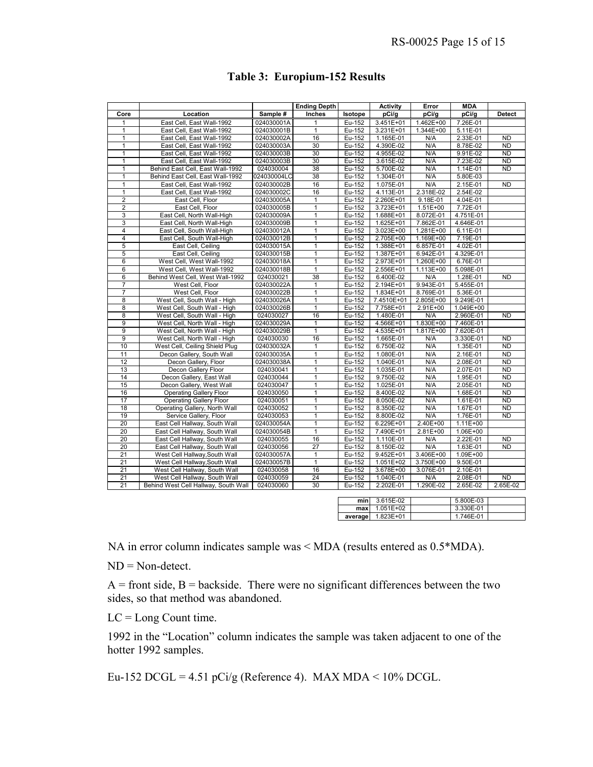# Table 3: Europium-152 Results

| Core | Location | Sample # | Ending Depth Inches | Isotope | Activity pCi/g | Error pCi/g | MDA pCi/g | Detect |
|---|---|---|---|---|---|---|---|---|
| 1 | East Cell, East Wall-1992 | 024030001A | 1 | Eu-152 | 3.451E+01 | 1.462E+00 | 7.26E-01 | |
| 1 | East Cell, East Wall-1992 | 024030001B | 1 | Eu-152 | 3.231E+01 | 1.344E+00 | 5.11E-01 | |
| 1 | East Cell, East Wall-1992 | 024030002A | 16 | Eu-152 | 1.165E-01 | N/A | 2.33E-01 | ND |
| 1 | East Cell, East Wall-1992 | 024030003A | 30 | Eu-152 | 4.390E-02 | N/A | 8.78E-02 | ND |
| 1 | East Cell, East Wall-1992 | 024030003B | 30 | Eu-152 | 4.955E-02 | N/A | 9.91E-02 | ND |
| 1 | East Cell, East Wall-1992 | 024030003B | 30 | Eu-152 | 3.615E-02 | N/A | 7.23E-02 | ND |
| 1 | Behind East Cell, East Wall-1992 | 024030004 | 38 | Eu-152 | 5.700E-02 | N/A | 1.14E-01 | ND |
| 1 | Behind East Cell, East Wall-1992 | 024030004LC | 38 | Eu-152 | 1.304E-01 | N/A | 5.80E-03 | |
| 1 | East Cell, East Wall-1992 | 024030002B | 16 | Eu-152 | 1.075E-01 | N/A | 2.15E-01 | ND |
| 1 | East Cell, East Wall-1992 | 024030002C | 16 | Eu-152 | 4.113E-01 | 2.318E-02 | 2.54E-02 | |
| 2 | East Cell, Floor | 024030005A | 1 | Eu-152 | 2.260E+01 | 9.18E-01 | 4.04E-01 | |
| 2 | East Cell, Floor | 024030005B | 1 | Eu-152 | 3.723E+01 | 1.51E+00 | 7.72E-01 | |
| 3 | East Cell, North Wall-High | 024030009A | 1 | Eu-152 | 1.688E+01 | 8.072E-01 | 4.751E-01 | |
| 3 | East Cell, North Wall-High | 024030009B | 1 | Eu-152 | 1.625E+01 | 7.862E-01 | 4.646E-01 | |
| 4 | East Cell, South Wall-High | 024030012A | 1 | Eu-152 | 3.023E+00 | 1.281E+00 | 6.11E-01 | |
| 4 | East Cell, South Wall-High | 024030012B | 1 | Eu-152 | 2.705E+00 | 1.169E+00 | 7.19E-01 | |
| 5 | East Cell, Ceiling | 024030015A | 1 | Eu-152 | 1.388E+01 | 6.857E-01 | 4.02E-01 | |
| 5 | East Cell, Ceiling | 024030015B | 1 | Eu-152 | 1.387E+01 | 6.942E-01 | 4.329E-01 | |
| 6 | West Cell, West Wall-1992 | 024030018A | 1 | Eu-152 | 2.973E+01 | 1.260E+00 | 6.76E-01 | |
| 6 | West Cell, West Wall-1992 | 024030018B | 1 | Eu-152 | 2.556E+01 | 1.113E+00 | 5.098E-01 | |
| 6 | Behind West Cell, West Wall-1992 | 024030021 | 38 | Eu-152 | 6.400E-02 | N/A | 1.28E-01 | ND |
| 7 | West Cell, Floor | 024030022A | 1 | Eu-152 | 2.194E+01 | 9.943E-01 | 5.455E-01 | |
| 7 | West Cell, Floor | 024030022B | 1 | Eu-152 | 1.834E+01 | 8.769E-01 | 5.36E-01 | |
| 8 | West Cell, South Wall - High | 024030026A | 1 | Eu-152 | 7.4510E+01 | 2.805E+00 | 9.249E-01 | |
| 8 | West Cell, South Wall - High | 024030026B | 1 | Eu-152 | 7.758E+01 | 2.91E+00 | 1.049E+00 | |
| 8 | West Cell, South Wall - High | 024030027 | 16 | Eu-152 | 1.480E-01 | N/A | 2.960E-01 | ND |
| 9 | West Cell, North Wall - High | 024030029A | 1 | Eu-152 | 4.566E+01 | 1.830E+00 | 7.460E-01 | |
| 9 | West Cell, North Wall - High | 024030029B | 1 | Eu-152 | 4.535E+01 | 1.817E+00 | 7.620E-01 | |
| 9 | West Cell, North Wall - High | 024030030 | 16 | Eu-152 | 1.665E-01 | N/A | 3.330E-01 | ND |
| 10 | West Cell, Ceiling Shield Plug | 024030032A | 1 | Eu-152 | 6.750E-02 | N/A | 1.35E-01 | ND |
| 11 | Decon Gallery, South Wall | 024030035A | 1 | Eu-152 | 1.080E-01 | N/A | 2.16E-01 | ND |
| 12 | Decon Gallery, Floor | 024030038A | 1 | Eu-152 | 1.040E-01 | N/A | 2.08E-01 | ND |
| 13 | Decon Gallery Floor | 024030041 | 1 | Eu-152 | 1.035E-01 | N/A | 2.07E-01 | ND |
| 14 | Decon Gallery, East Wall | 024030044 | 1 | Eu-152 | 9.750E-02 | N/A | 1.95E-01 | ND |
| 15 | Decon Gallery, West Wall | 024030047 | 1 | Eu-152 | 1.025E-01 | N/A | 2.05E-01 | ND |
| 16 | Operating Gallery Floor | 024030050 | 1 | Eu-152 | 8.400E-02 | N/A | 1.68E-01 | ND |
| 17 | Operating Gallery Floor | 024030051 | 1 | Eu-152 | 8.050E-02 | N/A | 1.61E-01 | ND |
| 18 | Operating Gallery, North Wall | 024030052 | 1 | Eu-152 | 8.350E-02 | N/A | 1.67E-01 | ND |
| 19 | Service Gallery, Floor | 024030053 | 1 | Eu-152 | 8.800E-02 | N/A | 1.76E-01 | ND |
| 20 | East Cell Hallway, South Wall | 024030054A | 1 | Eu-152 | 6.229E+01 | 2.40E+00 | 1.11E+00 | |
| 20 | East Cell Hallway, South Wall | 024030054B | 1 | Eu-152 | 7.490E+01 | 2.81E+00 | 1.06E+00 | |
| 20 | East Cell Hallway, South Wall | 024030055 | 16 | Eu-152 | 1.110E-01 | N/A | 2.22E-01 | ND |
| 20 | East Cell Hallway, South Wall | 024030056 | 27 | Eu-152 | 8.150E-02 | N/A | 1.63E-01 | ND |
| 21 | West Cell Hallway,South Wall | 024030057A | 1 | Eu-152 | 9.452E+01 | 3.406E+00 | 1.09E+00 | |
| 21 | West Cell Hallway,South Wall | 024030057B | 1 | Eu-152 | 1.051E+02 | 3.750E+00 | 9.50E-01 | |
| 21 | West Cell Hallway, South Wall | 024030058 | 16 | Eu-152 | 3.678E+00 | 3.076E-01 | 2.10E-01 | |
| 21 | West Cell Hallway, South Wall | 024030059 | 24 | Eu-152 | 1.040E-01 | N/A | 2.08E-01 | ND |
| 21 | Behind West Cell Hallway, South Wall | 024030060 | 30 | Eu-152 | 2.202E-01 | 1.290E-02 | 2.65E-02 | 2.65E-02 |

| | Activity pCi/g | Error pCi/g | MDA pCi/g | |
|---|---|---|---|---|
| min | 3.615E-02 | | 5.800E-03 | |
| max | 1.051E+02 | | 3.330E-01 | |
| average | 1.823E+01 | | 1.746E-01 | |

NA in error column indicates sample was < MDA (results entered as 0.5*MDA).

ND = Non-detect.

A = front side, B = backside. There were no significant differences between the two sides, so that method was abandoned.

LC = Long Count time.

1992 in the "Location" column indicates the sample was taken adjacent to one of the hotter 1992 samples.

Eu-152 DCGL = 4.51 pCi/g (Reference 4). MAX MDA < 10% DCGL.